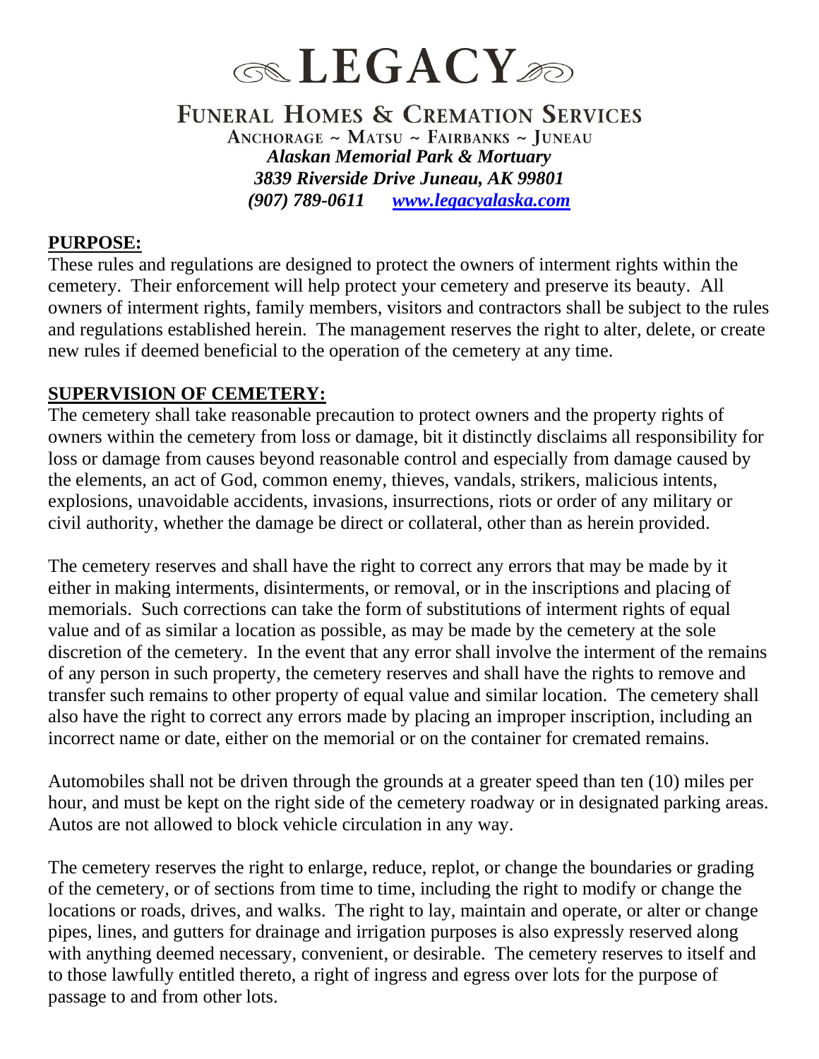# LEGACY

## Funeral Homes & Cremation Services

Anchorage ~ Matsu ~ Fairbanks ~ Juneau

***Alaskan Memorial Park & Mortuary***

***3839 Riverside Drive Juneau, AK 99801***

***(907) 789-0611 [www.legacyalaska.com](http://www.legacyalaska.com)***

## PURPOSE:

These rules and regulations are designed to protect the owners of interment rights within the cemetery. Their enforcement will help protect your cemetery and preserve its beauty. All owners of interment rights, family members, visitors and contractors shall be subject to the rules and regulations established herein. The management reserves the right to alter, delete, or create new rules if deemed beneficial to the operation of the cemetery at any time.

## SUPERVISION OF CEMETERY:

The cemetery shall take reasonable precaution to protect owners and the property rights of owners within the cemetery from loss or damage, bit it distinctly disclaims all responsibility for loss or damage from causes beyond reasonable control and especially from damage caused by the elements, an act of God, common enemy, thieves, vandals, strikers, malicious intents, explosions, unavoidable accidents, invasions, insurrections, riots or order of any military or civil authority, whether the damage be direct or collateral, other than as herein provided.

The cemetery reserves and shall have the right to correct any errors that may be made by it either in making interments, disinterments, or removal, or in the inscriptions and placing of memorials. Such corrections can take the form of substitutions of interment rights of equal value and of as similar a location as possible, as may be made by the cemetery at the sole discretion of the cemetery. In the event that any error shall involve the interment of the remains of any person in such property, the cemetery reserves and shall have the rights to remove and transfer such remains to other property of equal value and similar location. The cemetery shall also have the right to correct any errors made by placing an improper inscription, including an incorrect name or date, either on the memorial or on the container for cremated remains.

Automobiles shall not be driven through the grounds at a greater speed than ten (10) miles per hour, and must be kept on the right side of the cemetery roadway or in designated parking areas. Autos are not allowed to block vehicle circulation in any way.

The cemetery reserves the right to enlarge, reduce, replot, or change the boundaries or grading of the cemetery, or of sections from time to time, including the right to modify or change the locations or roads, drives, and walks. The right to lay, maintain and operate, or alter or change pipes, lines, and gutters for drainage and irrigation purposes is also expressly reserved along with anything deemed necessary, convenient, or desirable. The cemetery reserves to itself and to those lawfully entitled thereto, a right of ingress and egress over lots for the purpose of passage to and from other lots.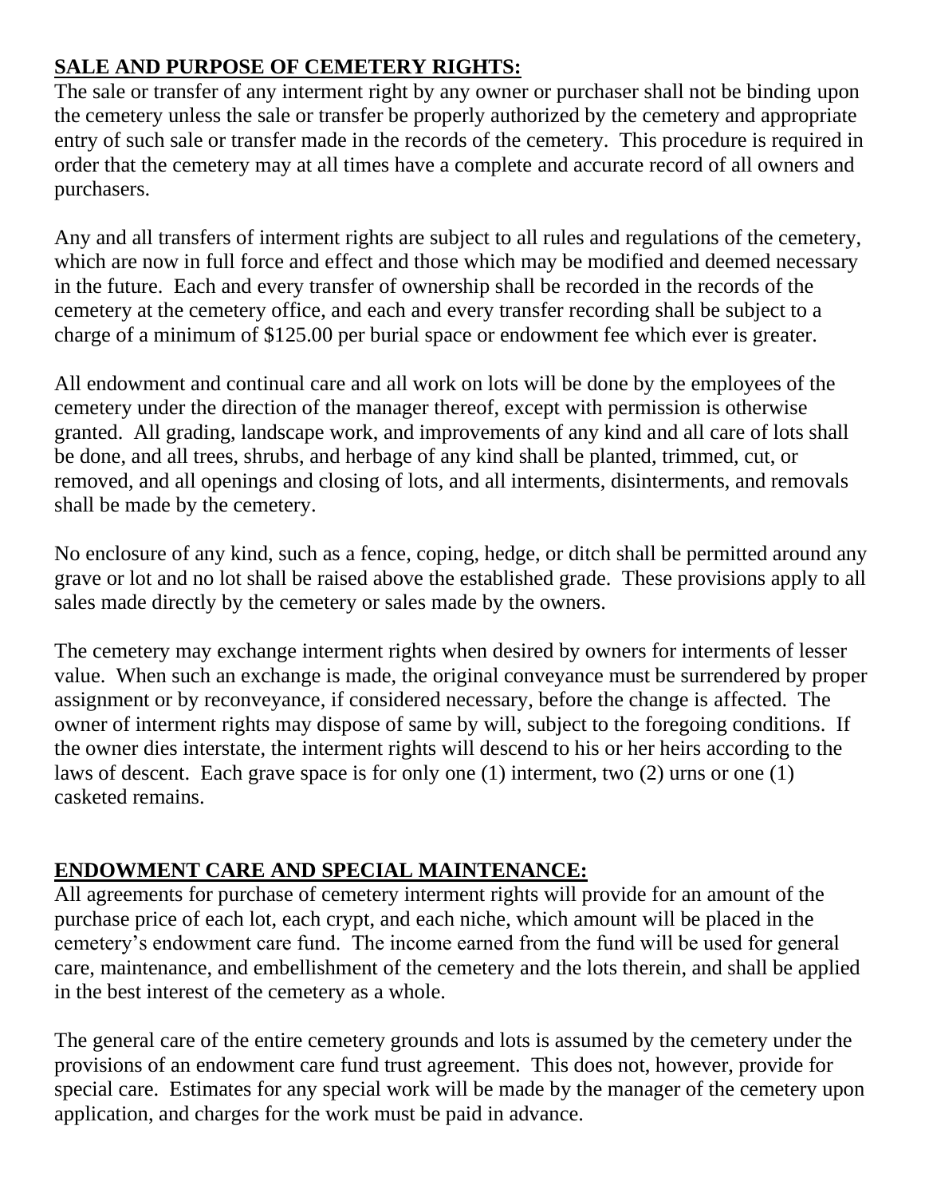**SALE AND PURPOSE OF CEMETERY RIGHTS:**

The sale or transfer of any interment right by any owner or purchaser shall not be binding upon the cemetery unless the sale or transfer be properly authorized by the cemetery and appropriate entry of such sale or transfer made in the records of the cemetery. This procedure is required in order that the cemetery may at all times have a complete and accurate record of all owners and purchasers.

Any and all transfers of interment rights are subject to all rules and regulations of the cemetery, which are now in full force and effect and those which may be modified and deemed necessary in the future. Each and every transfer of ownership shall be recorded in the records of the cemetery at the cemetery office, and each and every transfer recording shall be subject to a charge of a minimum of $125.00 per burial space or endowment fee which ever is greater.

All endowment and continual care and all work on lots will be done by the employees of the cemetery under the direction of the manager thereof, except with permission is otherwise granted. All grading, landscape work, and improvements of any kind and all care of lots shall be done, and all trees, shrubs, and herbage of any kind shall be planted, trimmed, cut, or removed, and all openings and closing of lots, and all interments, disinterments, and removals shall be made by the cemetery.

No enclosure of any kind, such as a fence, coping, hedge, or ditch shall be permitted around any grave or lot and no lot shall be raised above the established grade. These provisions apply to all sales made directly by the cemetery or sales made by the owners.

The cemetery may exchange interment rights when desired by owners for interments of lesser value. When such an exchange is made, the original conveyance must be surrendered by proper assignment or by reconveyance, if considered necessary, before the change is affected. The owner of interment rights may dispose of same by will, subject to the foregoing conditions. If the owner dies interstate, the interment rights will descend to his or her heirs according to the laws of descent. Each grave space is for only one (1) interment, two (2) urns or one (1) casketed remains.

**ENDOWMENT CARE AND SPECIAL MAINTENANCE:**

All agreements for purchase of cemetery interment rights will provide for an amount of the purchase price of each lot, each crypt, and each niche, which amount will be placed in the cemetery's endowment care fund. The income earned from the fund will be used for general care, maintenance, and embellishment of the cemetery and the lots therein, and shall be applied in the best interest of the cemetery as a whole.

The general care of the entire cemetery grounds and lots is assumed by the cemetery under the provisions of an endowment care fund trust agreement. This does not, however, provide for special care. Estimates for any special work will be made by the manager of the cemetery upon application, and charges for the work must be paid in advance.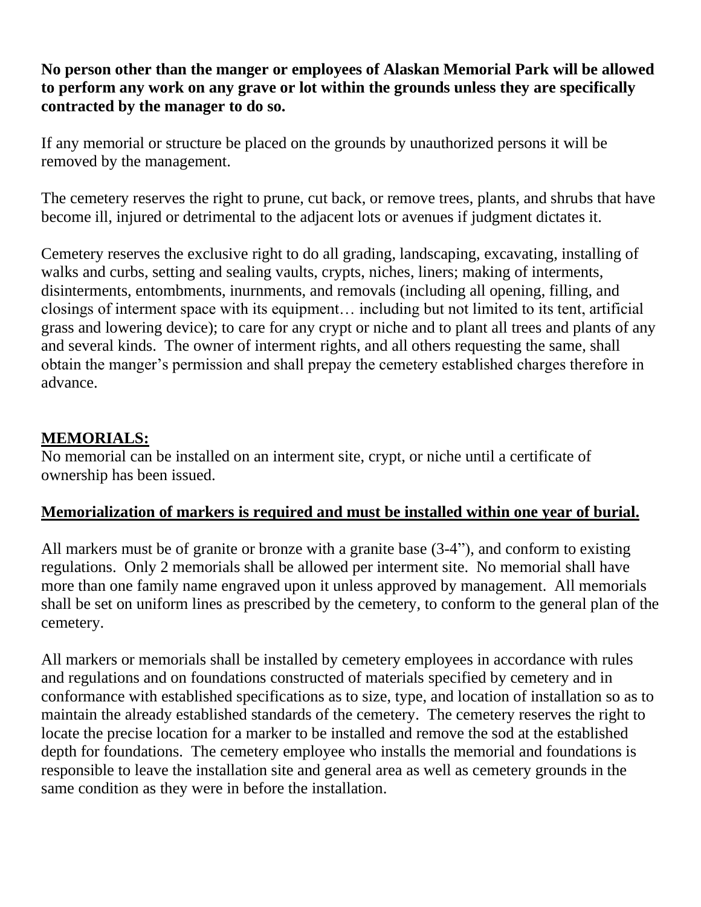**No person other than the manger or employees of Alaskan Memorial Park will be allowed to perform any work on any grave or lot within the grounds unless they are specifically contracted by the manager to do so.**

If any memorial or structure be placed on the grounds by unauthorized persons it will be removed by the management.

The cemetery reserves the right to prune, cut back, or remove trees, plants, and shrubs that have become ill, injured or detrimental to the adjacent lots or avenues if judgment dictates it.

Cemetery reserves the exclusive right to do all grading, landscaping, excavating, installing of walks and curbs, setting and sealing vaults, crypts, niches, liners; making of interments, disinterments, entombments, inurnments, and removals (including all opening, filling, and closings of interment space with its equipment… including but not limited to its tent, artificial grass and lowering device); to care for any crypt or niche and to plant all trees and plants of any and several kinds. The owner of interment rights, and all others requesting the same, shall obtain the manger's permission and shall prepay the cemetery established charges therefore in advance.

## **<u>MEMORIALS:</u>**

No memorial can be installed on an interment site, crypt, or niche until a certificate of ownership has been issued.

**<u>Memorialization of markers is required and must be installed within one year of burial.</u>**

All markers must be of granite or bronze with a granite base (3-4"), and conform to existing regulations. Only 2 memorials shall be allowed per interment site. No memorial shall have more than one family name engraved upon it unless approved by management. All memorials shall be set on uniform lines as prescribed by the cemetery, to conform to the general plan of the cemetery.

All markers or memorials shall be installed by cemetery employees in accordance with rules and regulations and on foundations constructed of materials specified by cemetery and in conformance with established specifications as to size, type, and location of installation so as to maintain the already established standards of the cemetery. The cemetery reserves the right to locate the precise location for a marker to be installed and remove the sod at the established depth for foundations. The cemetery employee who installs the memorial and foundations is responsible to leave the installation site and general area as well as cemetery grounds in the same condition as they were in before the installation.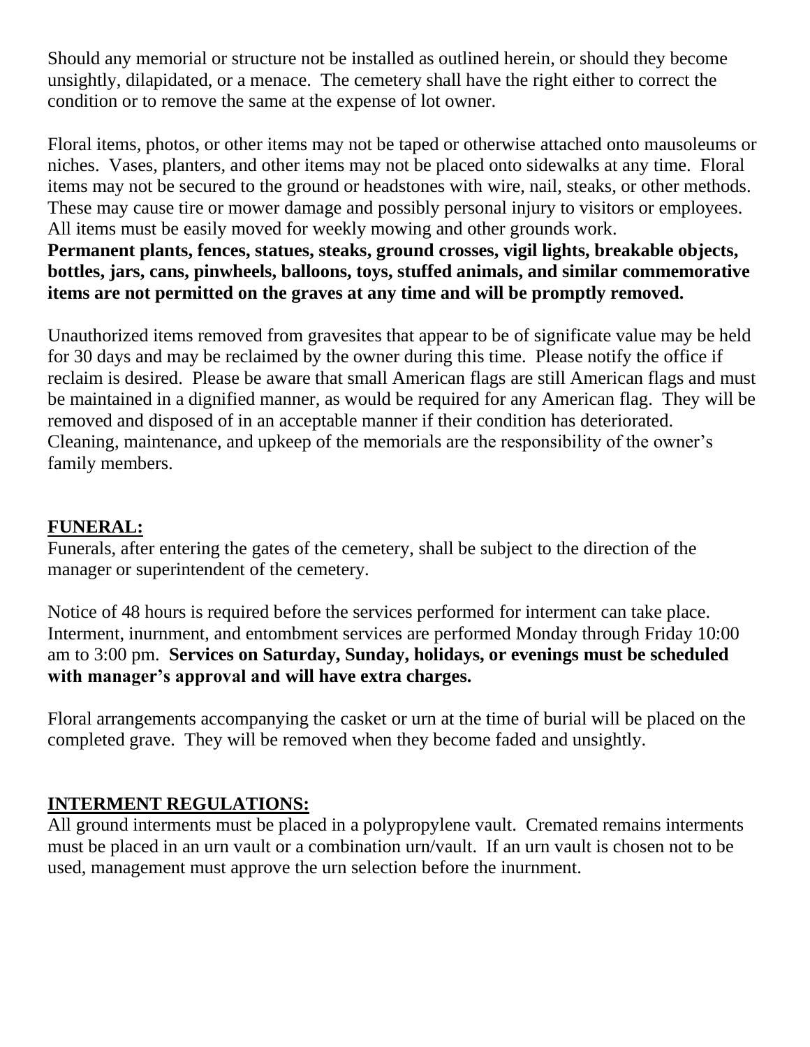Should any memorial or structure not be installed as outlined herein, or should they become unsightly, dilapidated, or a menace. The cemetery shall have the right either to correct the condition or to remove the same at the expense of lot owner.

Floral items, photos, or other items may not be taped or otherwise attached onto mausoleums or niches. Vases, planters, and other items may not be placed onto sidewalks at any time. Floral items may not be secured to the ground or headstones with wire, nail, steaks, or other methods. These may cause tire or mower damage and possibly personal injury to visitors or employees. All items must be easily moved for weekly mowing and other grounds work.
**Permanent plants, fences, statues, steaks, ground crosses, vigil lights, breakable objects, bottles, jars, cans, pinwheels, balloons, toys, stuffed animals, and similar commemorative items are not permitted on the graves at any time and will be promptly removed.**

Unauthorized items removed from gravesites that appear to be of significate value may be held for 30 days and may be reclaimed by the owner during this time. Please notify the office if reclaim is desired. Please be aware that small American flags are still American flags and must be maintained in a dignified manner, as would be required for any American flag. They will be removed and disposed of in an acceptable manner if their condition has deteriorated. Cleaning, maintenance, and upkeep of the memorials are the responsibility of the owner's family members.

## FUNERAL:

Funerals, after entering the gates of the cemetery, shall be subject to the direction of the manager or superintendent of the cemetery.

Notice of 48 hours is required before the services performed for interment can take place. Interment, inurnment, and entombment services are performed Monday through Friday 10:00 am to 3:00 pm. **Services on Saturday, Sunday, holidays, or evenings must be scheduled with manager's approval and will have extra charges.**

Floral arrangements accompanying the casket or urn at the time of burial will be placed on the completed grave. They will be removed when they become faded and unsightly.

## INTERMENT REGULATIONS:

All ground interments must be placed in a polypropylene vault. Cremated remains interments must be placed in an urn vault or a combination urn/vault. If an urn vault is chosen not to be used, management must approve the urn selection before the inurnment.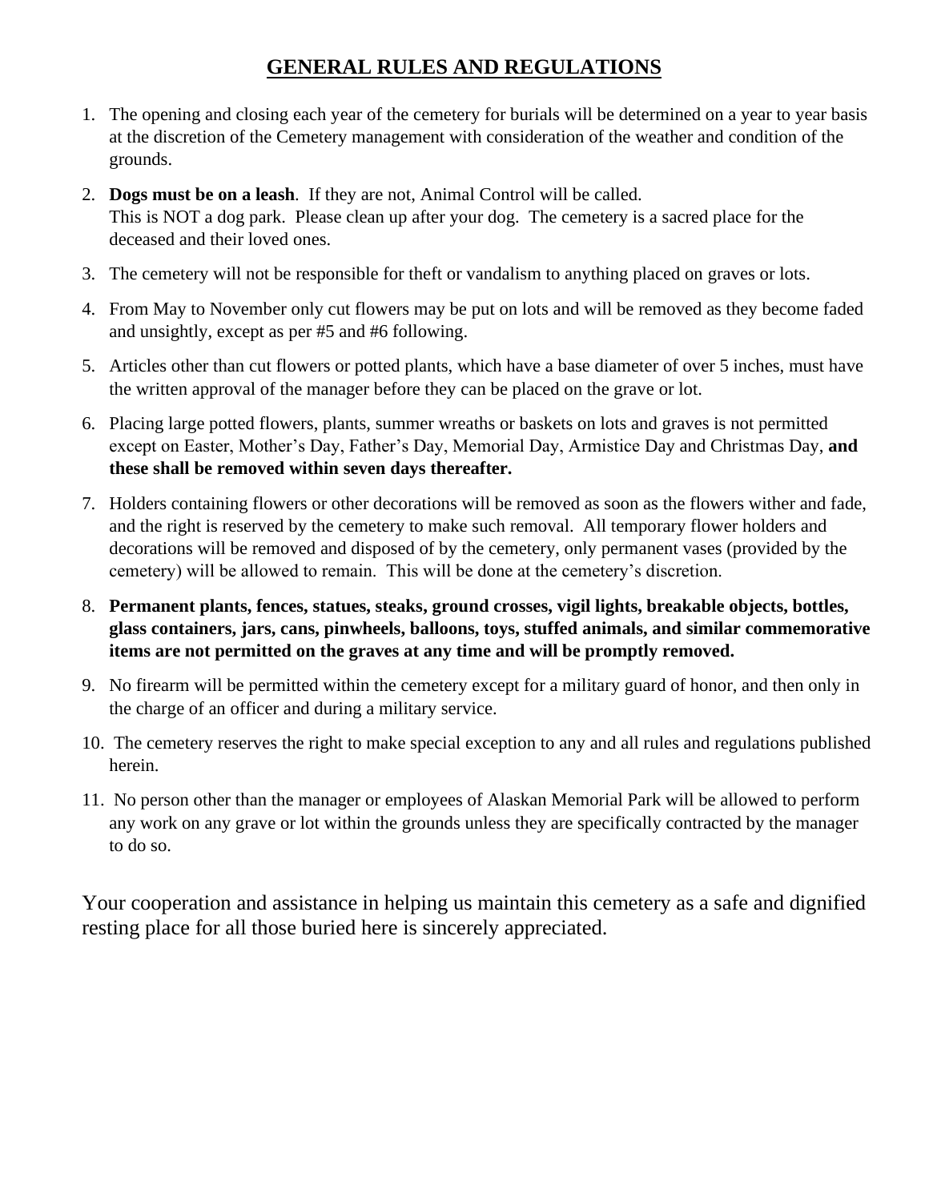# **GENERAL RULES AND REGULATIONS**

1. The opening and closing each year of the cemetery for burials will be determined on a year to year basis at the discretion of the Cemetery management with consideration of the weather and condition of the grounds.
2. **Dogs must be on a leash**. If they are not, Animal Control will be called. This is NOT a dog park. Please clean up after your dog. The cemetery is a sacred place for the deceased and their loved ones.
3. The cemetery will not be responsible for theft or vandalism to anything placed on graves or lots.
4. From May to November only cut flowers may be put on lots and will be removed as they become faded and unsightly, except as per #5 and #6 following.
5. Articles other than cut flowers or potted plants, which have a base diameter of over 5 inches, must have the written approval of the manager before they can be placed on the grave or lot.
6. Placing large potted flowers, plants, summer wreaths or baskets on lots and graves is not permitted except on Easter, Mother's Day, Father's Day, Memorial Day, Armistice Day and Christmas Day, **and these shall be removed within seven days thereafter.**
7. Holders containing flowers or other decorations will be removed as soon as the flowers wither and fade, and the right is reserved by the cemetery to make such removal. All temporary flower holders and decorations will be removed and disposed of by the cemetery, only permanent vases (provided by the cemetery) will be allowed to remain. This will be done at the cemetery's discretion.
8. **Permanent plants, fences, statues, steaks, ground crosses, vigil lights, breakable objects, bottles, glass containers, jars, cans, pinwheels, balloons, toys, stuffed animals, and similar commemorative items are not permitted on the graves at any time and will be promptly removed.**
9. No firearm will be permitted within the cemetery except for a military guard of honor, and then only in the charge of an officer and during a military service.
10. The cemetery reserves the right to make special exception to any and all rules and regulations published herein.
11. No person other than the manager or employees of Alaskan Memorial Park will be allowed to perform any work on any grave or lot within the grounds unless they are specifically contracted by the manager to do so.

Your cooperation and assistance in helping us maintain this cemetery as a safe and dignified resting place for all those buried here is sincerely appreciated.